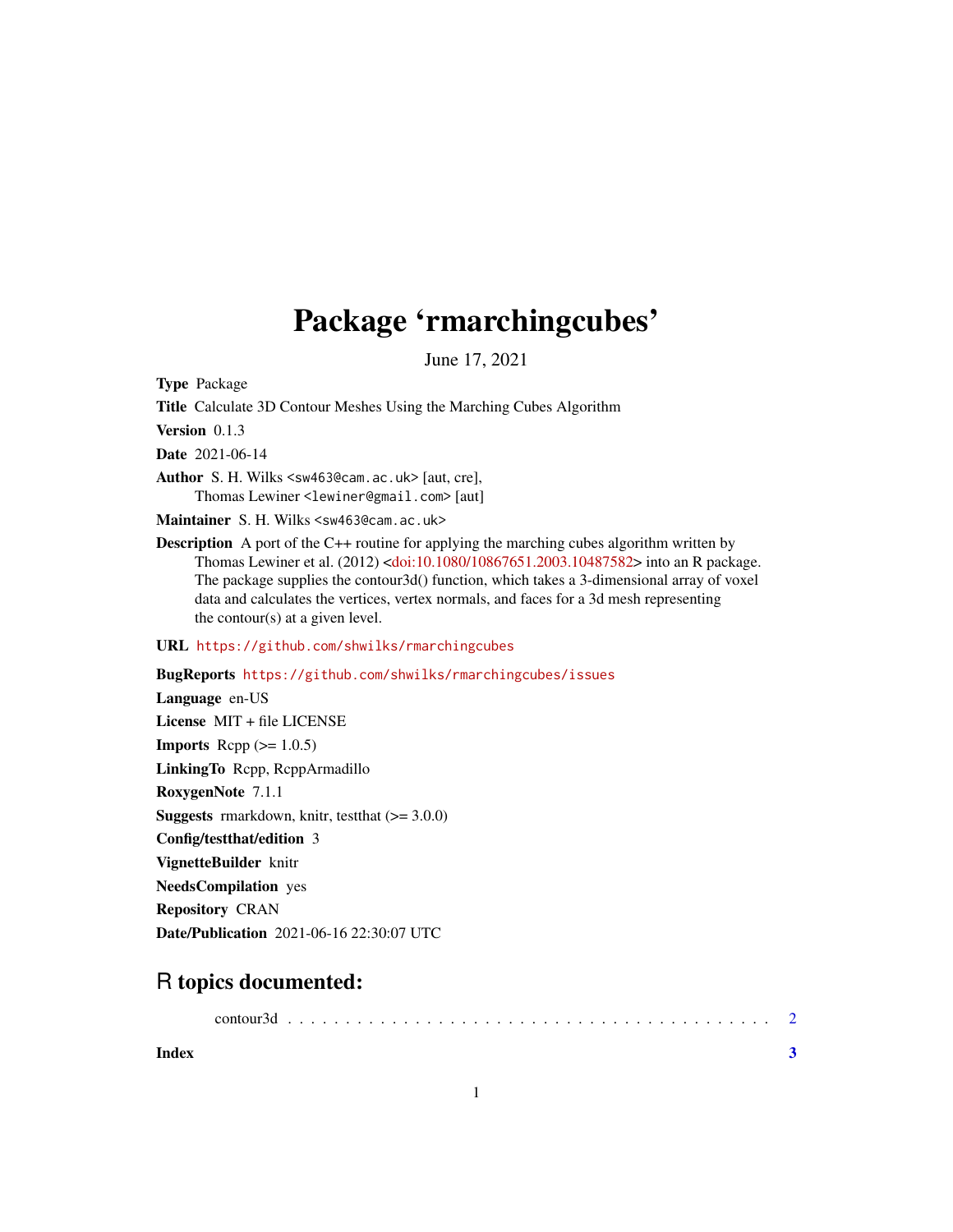# Package 'rmarchingcubes'

June 17, 2021

**Type** Package

**Title** Calculate 3D Contour Meshes Using the Marching Cubes Algorithm

**Version** 0.1.3

**Date** 2021-06-14

**Author** S. H. Wilks <sw463@cam.ac.uk> [aut, cre],
Thomas Lewiner <lewiner@gmail.com> [aut]

**Maintainer** S. H. Wilks <sw463@cam.ac.uk>

**Description** A port of the C++ routine for applying the marching cubes algorithm written by Thomas Lewiner et al. (2012) <doi:10.1080/10867651.2003.10487582> into an R package. The package supplies the contour3d() function, which takes a 3-dimensional array of voxel data and calculates the vertices, vertex normals, and faces for a 3d mesh representing the contour(s) at a given level.

**URL** https://github.com/shwilks/rmarchingcubes

**BugReports** https://github.com/shwilks/rmarchingcubes/issues

**Language** en-US

**License** MIT + file LICENSE

**Imports** Rcpp (>= 1.0.5)

**LinkingTo** Rcpp, RcppArmadillo

**RoxygenNote** 7.1.1

**Suggests** rmarkdown, knitr, testthat (>= 3.0.0)

**Config/testthat/edition** 3

**VignetteBuilder** knitr

**NeedsCompilation** yes

**Repository** CRAN

**Date/Publication** 2021-06-16 22:30:07 UTC

## R topics documented:

contour3d . . . . . . . . . . . . . . . . . . . . . . . . . . . . . . . . . . . . . . . . . . 2

**Index** **3**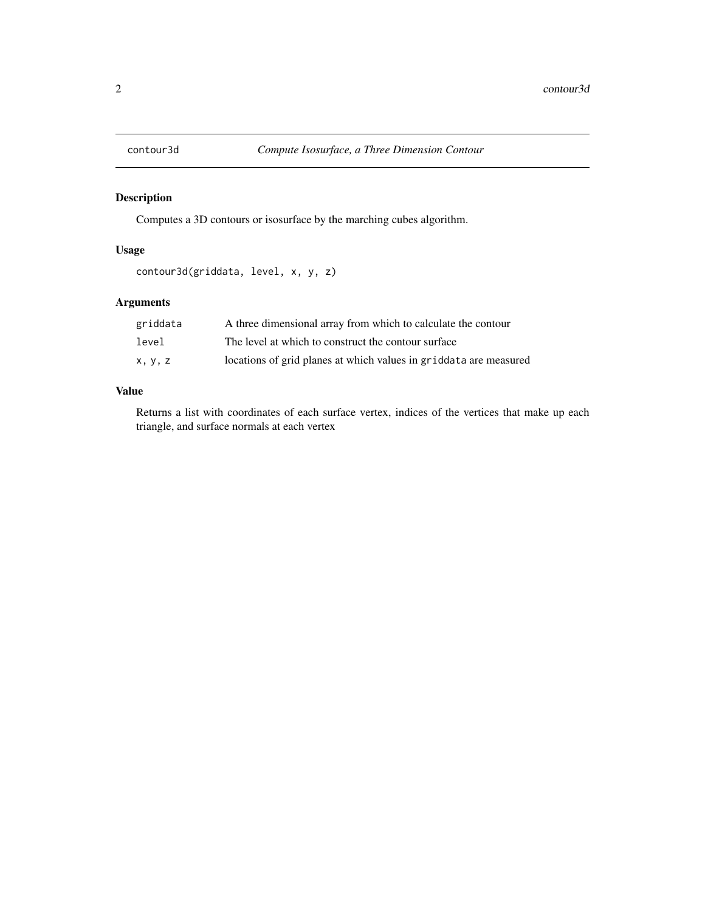# contour3d — *Compute Isosurface, a Three Dimension Contour*

## Description

Computes a 3D contours or isosurface by the marching cubes algorithm.

## Usage

```
contour3d(griddata, level, x, y, z)
```

## Arguments

| | |
|---|---|
| `griddata` | A three dimensional array from which to calculate the contour |
| `level` | The level at which to construct the contour surface |
| `x, y, z` | locations of grid planes at which values in `griddata` are measured |

## Value

Returns a list with coordinates of each surface vertex, indices of the vertices that make up each triangle, and surface normals at each vertex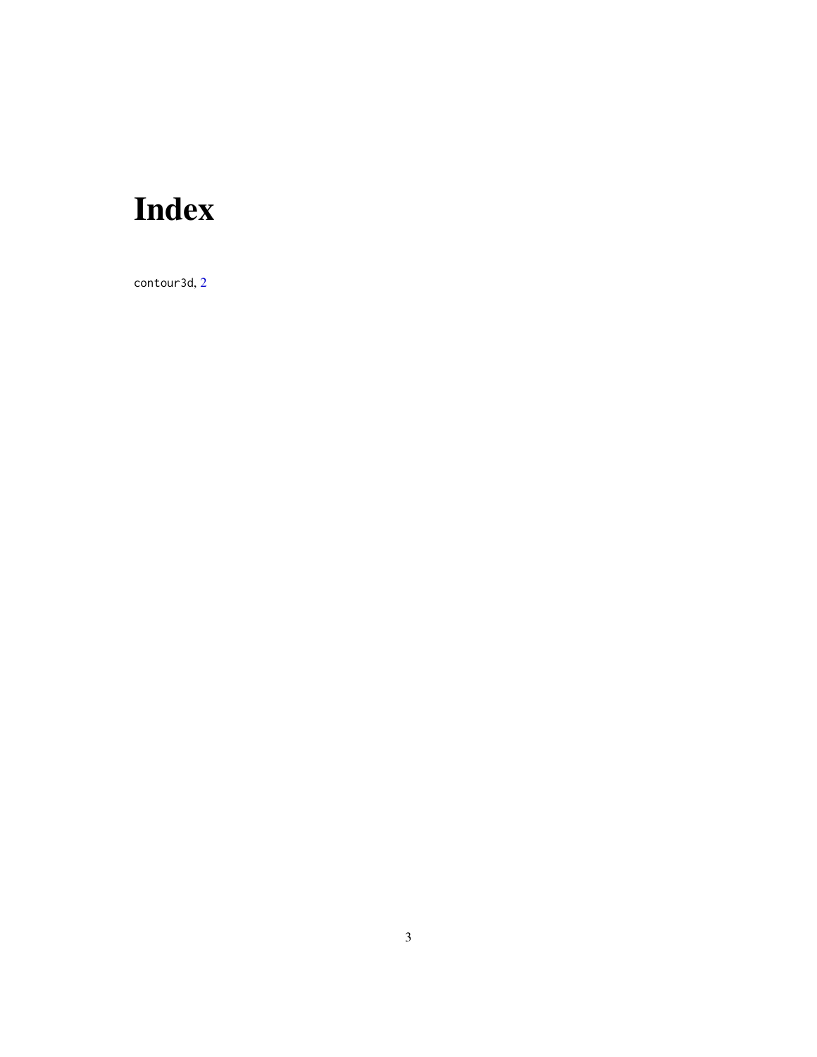# Index

contour3d, 2